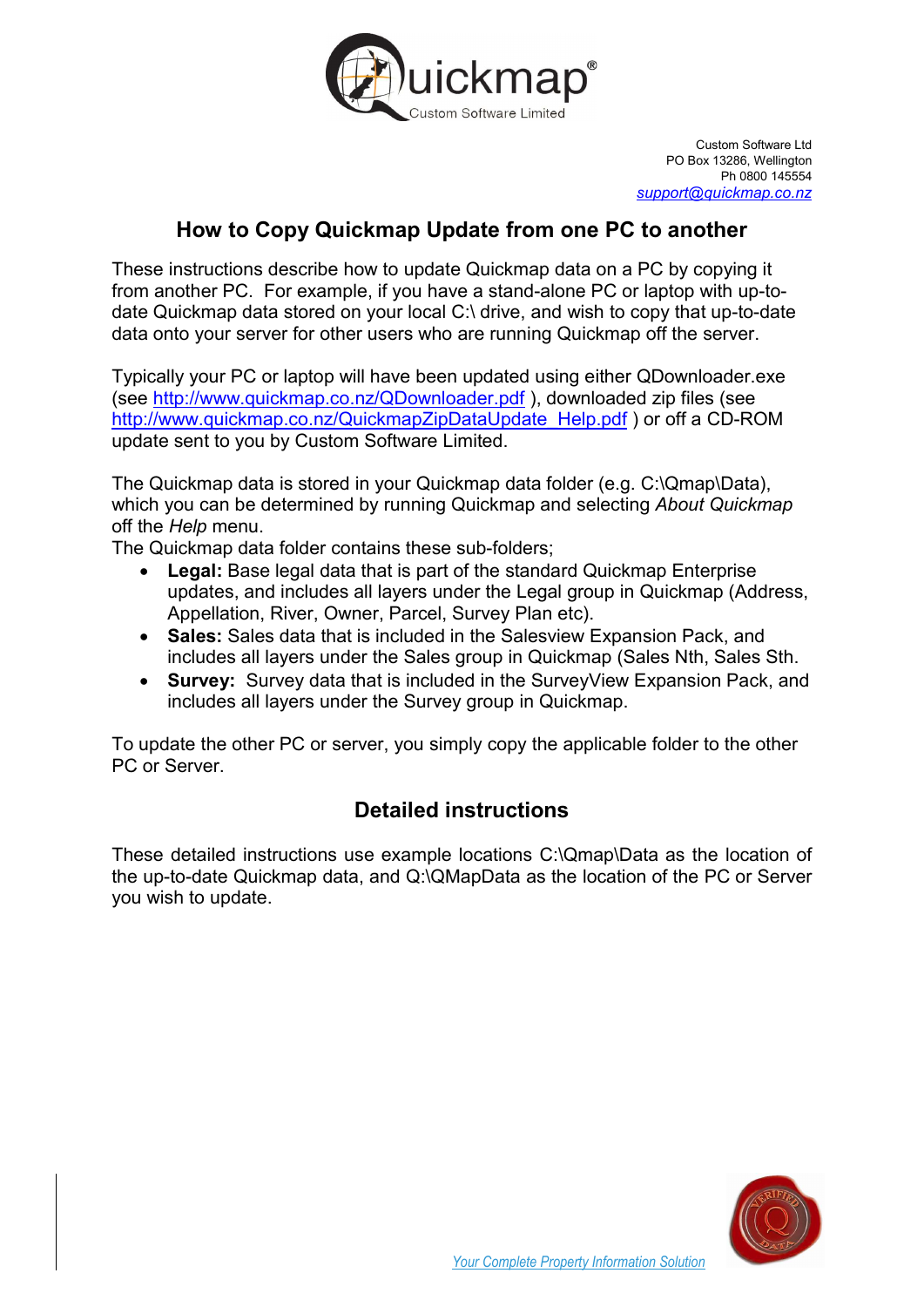Custom Software Ltd
PO Box 13286, Wellington
Ph 0800 145554
*support@quickmap.co.nz*

## How to Copy Quickmap Update from one PC to another

These instructions describe how to update Quickmap data on a PC by copying it from another PC. For example, if you have a stand-alone PC or laptop with up-to-date Quickmap data stored on your local C:\ drive, and wish to copy that up-to-date data onto your server for other users who are running Quickmap off the server.

Typically your PC or laptop will have been updated using either QDownloader.exe (see http://www.quickmap.co.nz/QDownloader.pdf ), downloaded zip files (see http://www.quickmap.co.nz/QuickmapZipDataUpdate_Help.pdf ) or off a CD-ROM update sent to you by Custom Software Limited.

The Quickmap data is stored in your Quickmap data folder (e.g. C:\Qmap\Data), which you can be determined by running Quickmap and selecting *About Quickmap* off the *Help* menu.

The Quickmap data folder contains these sub-folders;

- **Legal:** Base legal data that is part of the standard Quickmap Enterprise updates, and includes all layers under the Legal group in Quickmap (Address, Appellation, River, Owner, Parcel, Survey Plan etc).
- **Sales:** Sales data that is included in the Salesview Expansion Pack, and includes all layers under the Sales group in Quickmap (Sales Nth, Sales Sth.
- **Survey:** Survey data that is included in the SurveyView Expansion Pack, and includes all layers under the Survey group in Quickmap.

To update the other PC or server, you simply copy the applicable folder to the other PC or Server.

## Detailed instructions

These detailed instructions use example locations C:\Qmap\Data as the location of the up-to-date Quickmap data, and Q:\QMapData as the location of the PC or Server you wish to update.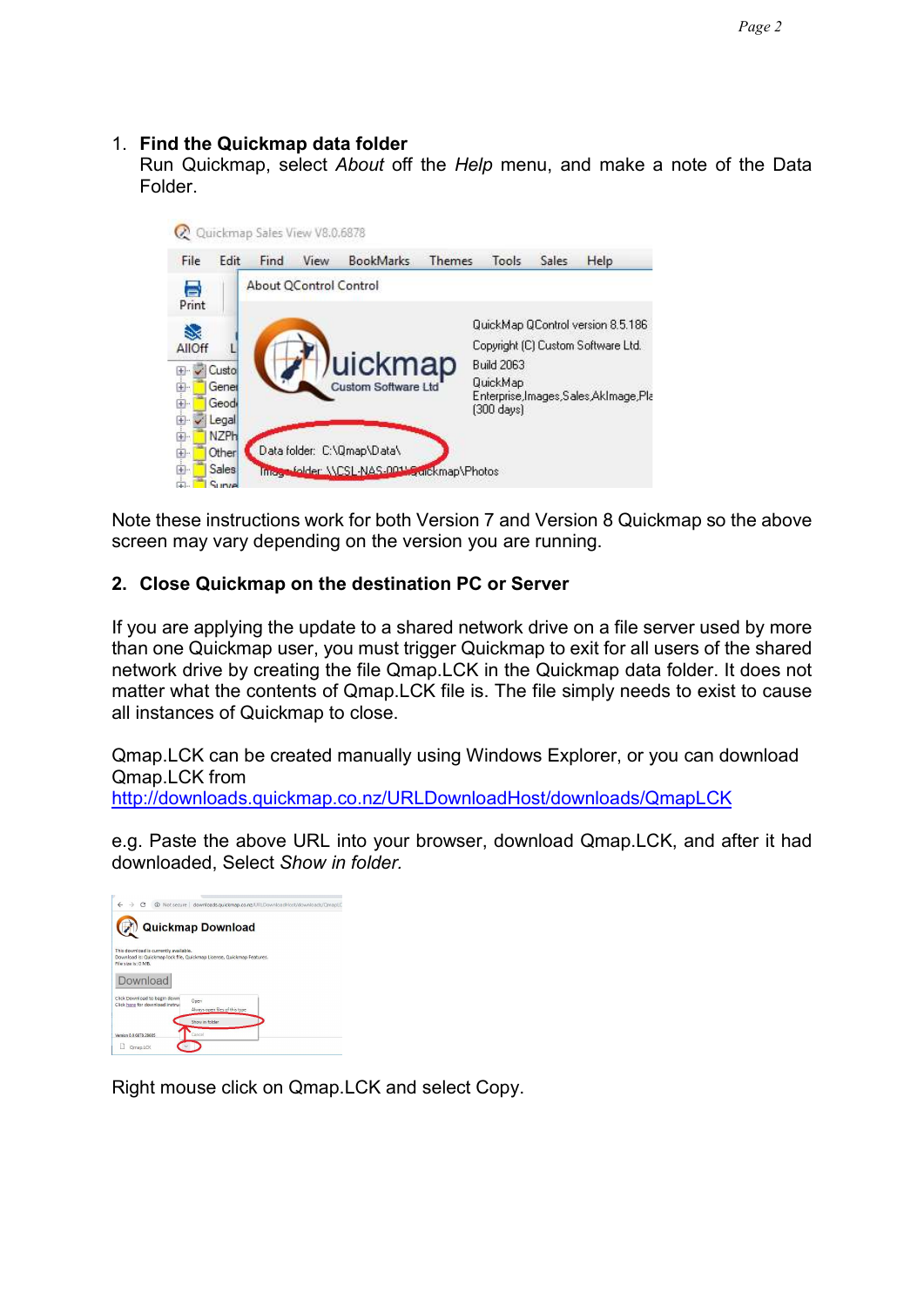1. **Find the Quickmap data folder**
   Run Quickmap, select *About* off the *Help* menu, and make a note of the Data Folder.

Note these instructions work for both Version 7 and Version 8 Quickmap so the above screen may vary depending on the version you are running.

**2. Close Quickmap on the destination PC or Server**

If you are applying the update to a shared network drive on a file server used by more than one Quickmap user, you must trigger Quickmap to exit for all users of the shared network drive by creating the file Qmap.LCK in the Quickmap data folder. It does not matter what the contents of Qmap.LCK file is. The file simply needs to exist to cause all instances of Quickmap to close.

Qmap.LCK can be created manually using Windows Explorer, or you can download Qmap.LCK from
http://downloads.quickmap.co.nz/URLDownloadHost/downloads/QmapLCK

e.g. Paste the above URL into your browser, download Qmap.LCK, and after it had downloaded, Select *Show in folder.*

Right mouse click on Qmap.LCK and select Copy.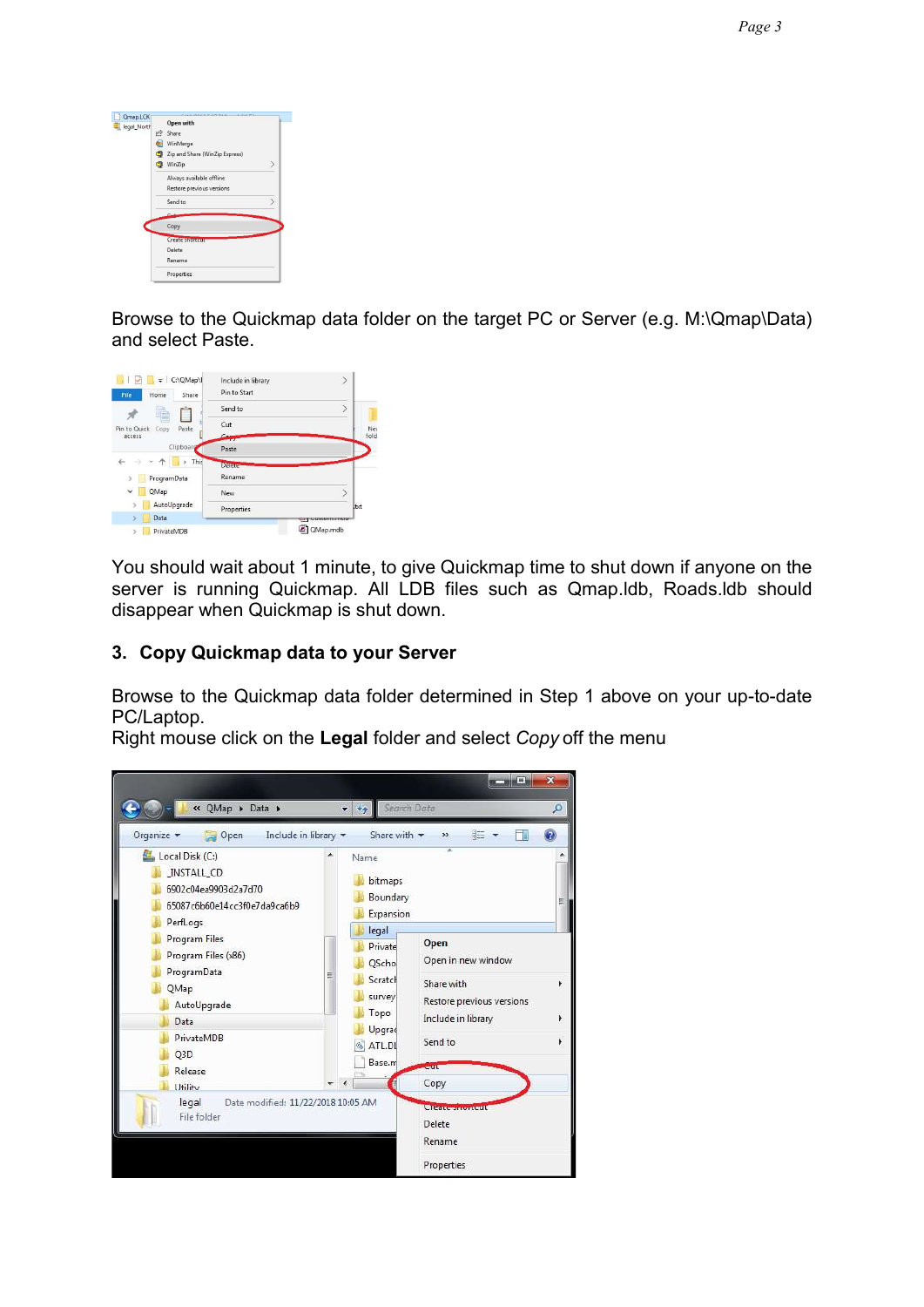Browse to the Quickmap data folder on the target PC or Server (e.g. M:\Qmap\Data) and select Paste.

You should wait about 1 minute, to give Quickmap time to shut down if anyone on the server is running Quickmap. All LDB files such as Qmap.ldb, Roads.ldb should disappear when Quickmap is shut down.

## 3. Copy Quickmap data to your Server

Browse to the Quickmap data folder determined in Step 1 above on your up-to-date PC/Laptop.
Right mouse click on the **Legal** folder and select *Copy* off the menu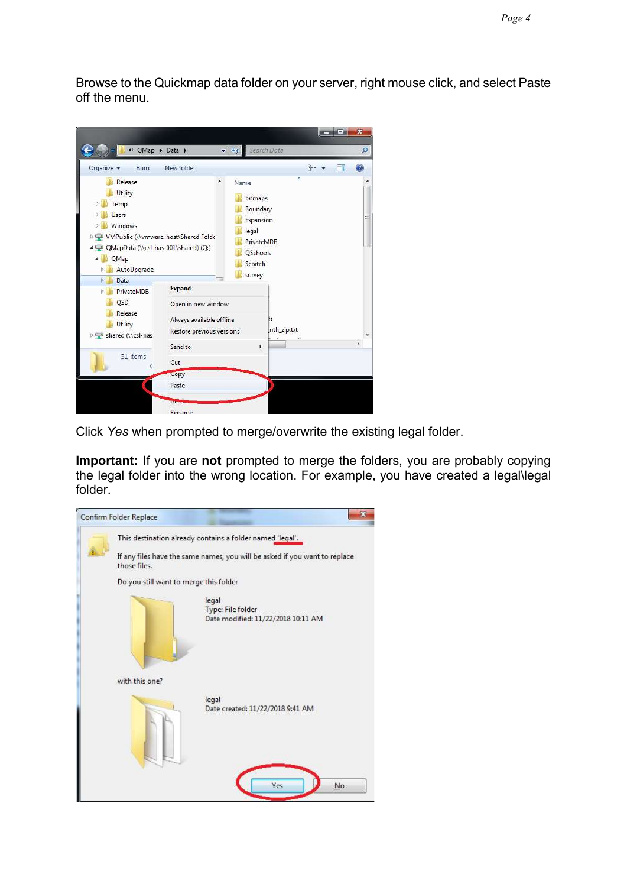Browse to the Quickmap data folder on your server, right mouse click, and select Paste off the menu.

Click *Yes* when prompted to merge/overwrite the existing legal folder.

**Important:** If you are **not** prompted to merge the folders, you are probably copying the legal folder into the wrong location. For example, you have created a legal\legal folder.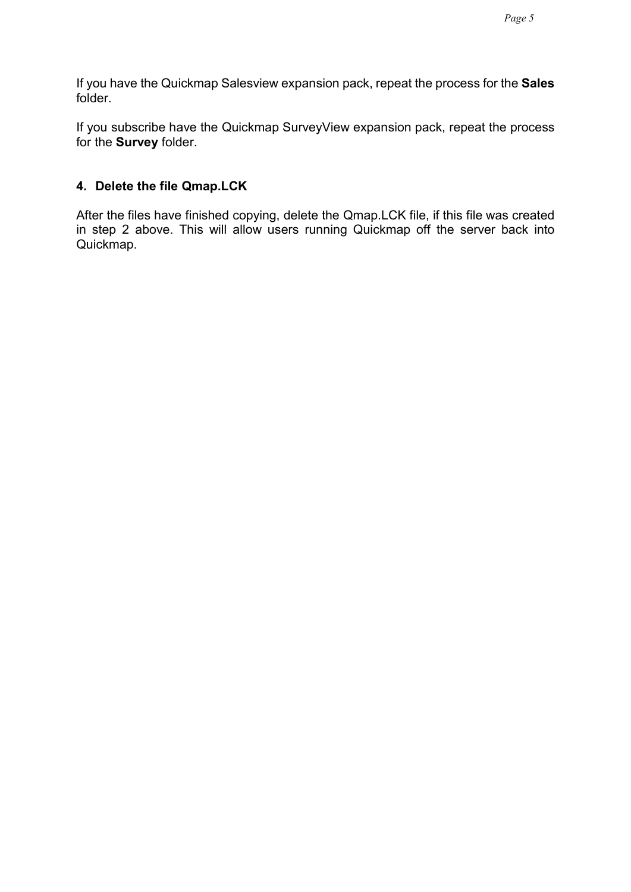If you have the Quickmap Salesview expansion pack, repeat the process for the **Sales** folder.

If you subscribe have the Quickmap SurveyView expansion pack, repeat the process for the **Survey** folder.

### 4. Delete the file Qmap.LCK

After the files have finished copying, delete the Qmap.LCK file, if this file was created in step 2 above. This will allow users running Quickmap off the server back into Quickmap.